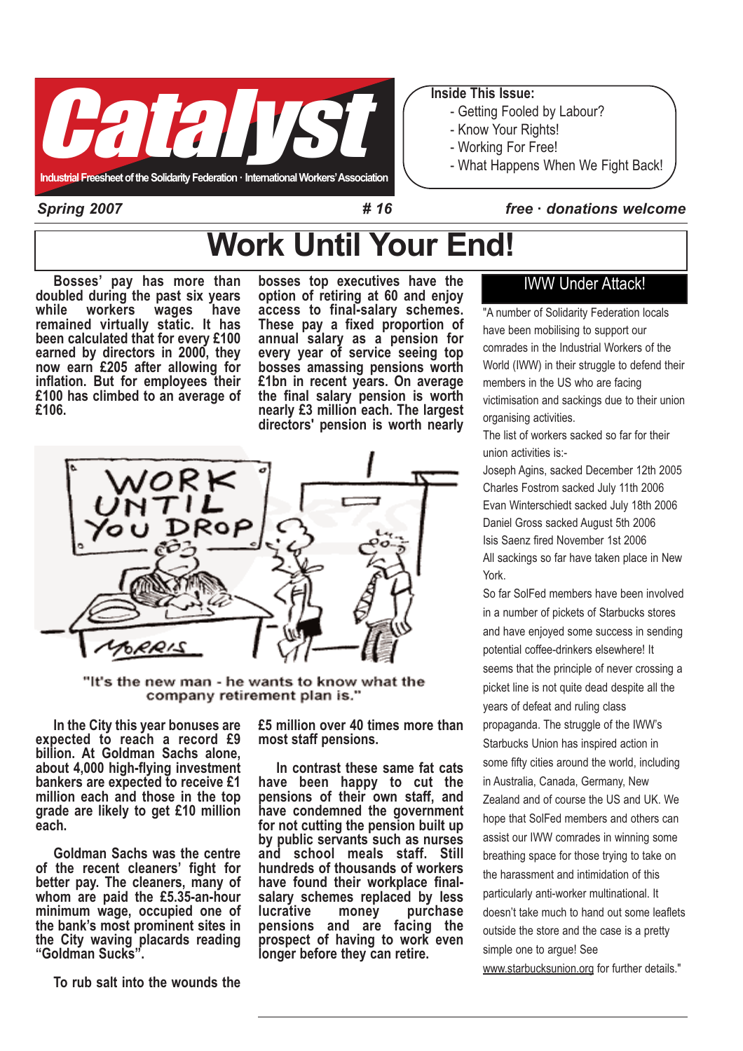# Catalyst

Industrial Freesheet of the Solidarity Federation · International Workers' Association

**Inside This Issue:**
- Getting Fooled by Labour?
- Know Your Rights!
- Working For Free!
- What Happens When We Fight Back!

*Spring 2007* *# 16* *free · donations welcome*

# Work Until Your End!

**Bosses' pay has more than doubled during the past six years while workers wages have remained virtually static. It has been calculated that for every £100 earned by directors in 2000, they now earn £205 after allowing for inflation. But for employees their £100 has climbed to an average of £106.**

**bosses top executives have the option of retiring at 60 and enjoy access to final-salary schemes. These pay a fixed proportion of annual salary as a pension for every year of service seeing top bosses amassing pensions worth £1bn in recent years. On average the final salary pension is worth nearly £3 million each. The largest directors' pension is worth nearly £5 million over 40 times more than most staff pensions.**

"It's the new man - he wants to know what the company retirement plan is."

**In the City this year bonuses are expected to reach a record £9 billion. At Goldman Sachs alone, about 4,000 high-flying investment bankers are expected to receive £1 million each and those in the top grade are likely to get £10 million each.**

**Goldman Sachs was the centre of the recent cleaners' fight for better pay. The cleaners, many of whom are paid the £5.35-an-hour minimum wage, occupied one of the bank's most prominent sites in the City waving placards reading "Goldman Sucks".**

**To rub salt into the wounds the**

**In contrast these same fat cats have been happy to cut the pensions of their own staff, and have condemned the government for not cutting the pension built up by public servants such as nurses and school meals staff. Still hundreds of thousands of workers have found their workplace final-salary schemes replaced by less lucrative money purchase pensions and are facing the prospect of having to work even longer before they can retire.**

## IWW Under Attack!

"A number of Solidarity Federation locals have been mobilising to support our comrades in the Industrial Workers of the World (IWW) in their struggle to defend their members in the US who are facing victimisation and sackings due to their union organising activities.

The list of workers sacked so far for their union activities is:-

Joseph Agins, sacked December 12th 2005
Charles Fostrom sacked July 11th 2006
Evan Winterschiedt sacked July 18th 2006
Daniel Gross sacked August 5th 2006
Isis Saenz fired November 1st 2006

All sackings so far have taken place in New York.

So far SolFed members have been involved in a number of pickets of Starbucks stores and have enjoyed some success in sending potential coffee-drinkers elsewhere! It seems that the principle of never crossing a picket line is not quite dead despite all the years of defeat and ruling class propaganda. The struggle of the IWW's Starbucks Union has inspired action in some fifty cities around the world, including in Australia, Canada, Germany, New Zealand and of course the US and UK. We hope that SolFed members and others can assist our IWW comrades in winning some breathing space for those trying to take on the harassment and intimidation of this particularly anti-worker multinational. It doesn't take much to hand out some leaflets outside the store and the case is a pretty simple one to argue! See www.starbucksunion.org for further details."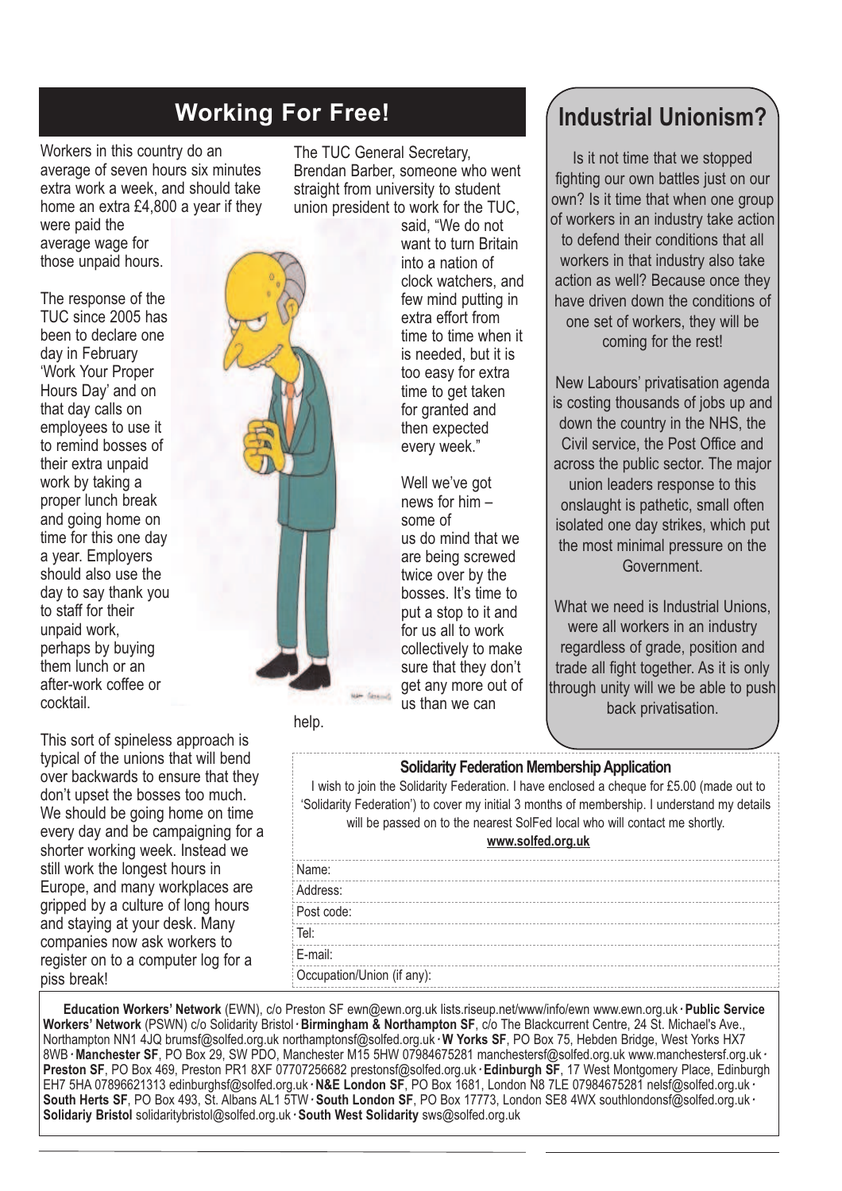## Working For Free!

Workers in this country do an average of seven hours six minutes extra work a week, and should take home an extra £4,800 a year if they were paid the average wage for those unpaid hours.

The response of the TUC since 2005 has been to declare one day in February 'Work Your Proper Hours Day' and on that day calls on employees to use it to remind bosses of their extra unpaid work by taking a proper lunch break and going home on time for this one day a year. Employers should also use the day to say thank you to staff for their unpaid work, perhaps by buying them lunch or an after-work coffee or cocktail.

This sort of spineless approach is typical of the unions that will bend over backwards to ensure that they don't upset the bosses too much. We should be going home on time every day and be campaigning for a shorter working week. Instead we still work the longest hours in Europe, and many workplaces are gripped by a culture of long hours and staying at your desk. Many companies now ask workers to register on to a computer log for a piss break!

The TUC General Secretary, Brendan Barber, someone who went straight from university to student union president to work for the TUC, said, "We do not want to turn Britain into a nation of clock watchers, and few mind putting in extra effort from time to time when it is needed, but it is too easy for extra time to get taken for granted and then expected every week."

Well we've got news for him – some of us do mind that we are being screwed twice over by the bosses. It's time to put a stop to it and for us all to work collectively to make sure that they don't get any more out of us than we can help.

## Industrial Unionism?

Is it not time that we stopped fighting our own battles just on our own? Is it time that when one group of workers in an industry take action to defend their conditions that all workers in that industry also take action as well? Because once they have driven down the conditions of one set of workers, they will be coming for the rest!

New Labours' privatisation agenda is costing thousands of jobs up and down the country in the NHS, the Civil service, the Post Office and across the public sector. The major union leaders response to this onslaught is pathetic, small often isolated one day strikes, which put the most minimal pressure on the Government.

What we need is Industrial Unions, were all workers in an industry regardless of grade, position and trade all fight together. As it is only through unity will we be able to push back privatisation.

### Solidarity Federation Membership Application

I wish to join the Solidarity Federation. I have enclosed a cheque for £5.00 (made out to 'Solidarity Federation') to cover my initial 3 months of membership. I understand my details will be passed on to the nearest SolFed local who will contact me shortly.

**www.solfed.org.uk**

Name:

Address:

Post code:

Tel:

E-mail:

Occupation/Union (if any):

**Education Workers' Network** (EWN), c/o Preston SF ewn@ewn.org.uk lists.riseup.net/www/info/ewn www.ewn.org.uk · **Public Service Workers' Network** (PSWN) c/o Solidarity Bristol · **Birmingham & Northampton SF**, c/o The Blackcurrent Centre, 24 St. Michael's Ave., Northampton NN1 4JQ brumsf@solfed.org.uk northamptonsf@solfed.org.uk · **W Yorks SF**, PO Box 75, Hebden Bridge, West Yorks HX7 8WB · **Manchester SF**, PO Box 29, SW PDO, Manchester M15 5HW 07984675281 manchestersf@solfed.org.uk www.manchestersf.org.uk · **Preston SF**, PO Box 469, Preston PR1 8XF 07707256682 prestonsf@solfed.org.uk · **Edinburgh SF**, 17 West Montgomery Place, Edinburgh EH7 5HA 07896621313 edinburghsf@solfed.org.uk · **N&E London SF**, PO Box 1681, London N8 7LE 07984675281 nelsf@solfed.org.uk · **South Herts SF**, PO Box 493, St. Albans AL1 5TW · **South London SF**, PO Box 17773, London SE8 4WX southlondonsf@solfed.org.uk · **Solidariy Bristol** solidaritybristol@solfed.org.uk · **South West Solidarity** sws@solfed.org.uk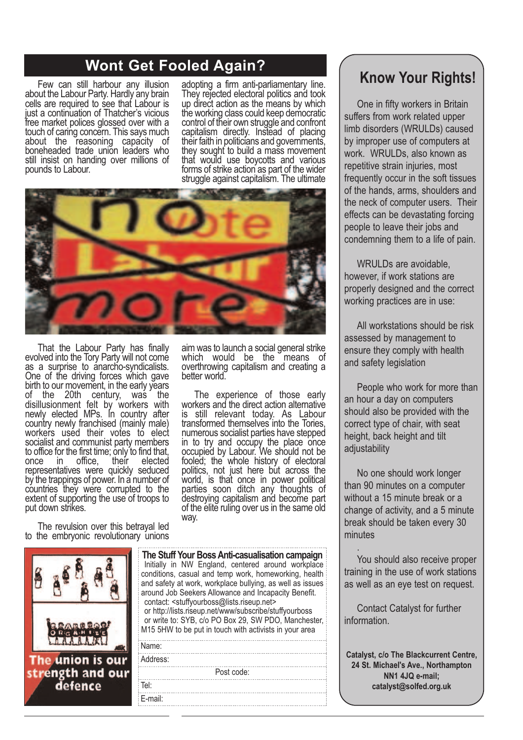## Wont Get Fooled Again?

Few can still harbour any illusion about the Labour Party. Hardly any brain cells are required to see that Labour is just a continuation of Thatcher's vicious free market polices glossed over with a touch of caring concern. This says much about the reasoning capacity of boneheaded trade union leaders who still insist on handing over millions of pounds to Labour.

That the Labour Party has finally evolved into the Tory Party will not come as a surprise to anarcho-syndicalists. One of the driving forces which gave birth to our movement, in the early years of the 20th century, was the disillusionment felt by workers with newly elected MPs. In country after country newly franchised (mainly male) workers used their votes to elect socialist and communist party members to office for the first time; only to find that, once in office, their elected representatives were quickly seduced by the trappings of power. In a number of countries they were corrupted to the extent of supporting the use of troops to put down strikes.

The revulsion over this betrayal led to the embryonic revolutionary unions adopting a firm anti-parliamentary line. They rejected electoral politics and took up direct action as the means by which the working class could keep democratic control of their own struggle and confront capitalism directly. Instead of placing their faith in politicians and governments, they sought to build a mass movement that would use boycotts and various forms of strike action as part of the wider struggle against capitalism. The ultimate aim was to launch a social general strike which would be the means of overthrowing capitalism and creating a better world.

The experience of those early workers and the direct action alternative is still relevant today. As Labour transformed themselves into the Tories, numerous socialist parties have stepped in to try and occupy the place once occupied by Labour. We should not be fooled; the whole history of electoral politics, not just here but across the world, is that once in power political parties soon ditch any thoughts of destroying capitalism and become part of the elite ruling over us in the same old way.

The union is our strength and our defence

**The Stuff Your Boss Anti-casualisation campaign**
Initially in NW England, centered around workplace conditions, casual and temp work, homeworking, health and safety at work, workplace bullying, as well as issues around Job Seekers Allowance and Incapacity Benefit.
contact: <stuffyourboss@lists.riseup.net>
or http://lists.riseup.net/www/subscribe/stuffyourboss
or write to: SYB, c/o PO Box 29, SW PDO, Manchester, M15 5HW to be put in touch with activists in your area

Name:

Address:

Post code:

Tel:

E-mail:

## Know Your Rights!

One in fifty workers in Britain suffers from work related upper limb disorders (WRULDs) caused by improper use of computers at work. WRULDs, also known as repetitive strain injuries, most frequently occur in the soft tissues of the hands, arms, shoulders and the neck of computer users. Their effects can be devastating forcing people to leave their jobs and condemning them to a life of pain.

WRULDs are avoidable, however, if work stations are properly designed and the correct working practices are in use:

All workstations should be risk assessed by management to ensure they comply with health and safety legislation

People who work for more than an hour a day on computers should also be provided with the correct type of chair, with seat height, back height and tilt adjustability

No one should work longer than 90 minutes on a computer without a 15 minute break or a change of activity, and a 5 minute break should be taken every 30 minutes

You should also receive proper training in the use of work stations as well as an eye test on request.

Contact Catalyst for further information.

**Catalyst, c/o The Blackcurrent Centre, 24 St. Michael's Ave., Northampton NN1 4JQ e-mail; catalyst@solfed.org.uk**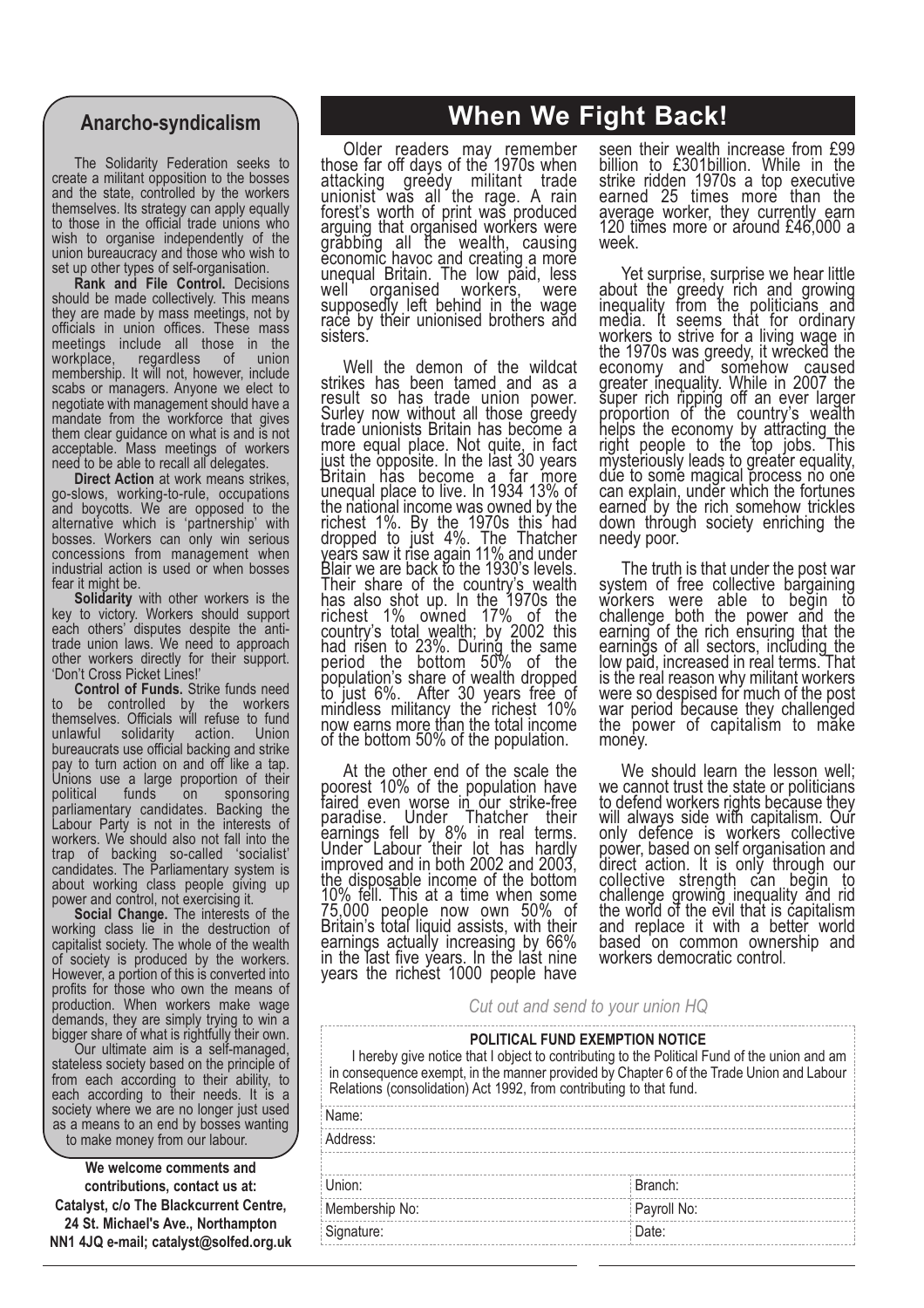## Anarcho-syndicalism

The Solidarity Federation seeks to create a militant opposition to the bosses and the state, controlled by the workers themselves. Its strategy can apply equally to those in the official trade unions who wish to organise independently of the union bureaucracy and those who wish to set up other types of self-organisation.

**Rank and File Control.** Decisions should be made collectively. This means they are made by mass meetings, not by officials in union offices. These mass meetings include all those in the workplace, regardless of union membership. It will not, however, include scabs or managers. Anyone we elect to negotiate with management should have a mandate from the workforce that gives them clear guidance on what is and is not acceptable. Mass meetings of workers need to be able to recall all delegates.

**Direct Action** at work means strikes, go-slows, working-to-rule, occupations and boycotts. We are opposed to the alternative which is 'partnership' with bosses. Workers can only win serious concessions from management when industrial action is used or when bosses fear it might be.

**Solidarity** with other workers is the key to victory. Workers should support each others' disputes despite the anti-trade union laws. We need to approach other workers directly for their support. 'Don't Cross Picket Lines!'

**Control of Funds.** Strike funds need to be controlled by the workers themselves. Officials will refuse to fund unlawful solidarity action. Union bureaucrats use official backing and strike pay to turn action on and off like a tap. Unions use a large proportion of their political funds on sponsoring parliamentary candidates. Backing the Labour Party is not in the interests of workers. We should also not fall into the trap of backing so-called 'socialist' candidates. The Parliamentary system is about working class people giving up power and control, not exercising it.

**Social Change.** The interests of the working class lie in the destruction of capitalist society. The whole of the wealth of society is produced by the workers. However, a portion of this is converted into profits for those who own the means of production. When workers make wage demands, they are simply trying to win a bigger share of what is rightfully their own.

Our ultimate aim is a self-managed, stateless society based on the principle of from each according to their ability, to each according to their needs. It is a society where we are no longer just used as a means to an end by bosses wanting to make money from our labour.

**We welcome comments and contributions, contact us at: Catalyst, c/o The Blackcurrent Centre, 24 St. Michael's Ave., Northampton NN1 4JQ e-mail; catalyst@solfed.org.uk**

# When We Fight Back!

Older readers may remember those far off days of the 1970s when attacking greedy militant trade unionist was all the rage. A rain forest's worth of print was produced arguing that organised workers were grabbing all the wealth, causing economic havoc and creating a more unequal Britain. The low paid, less well organised workers, were supposedly left behind in the wage race by their unionised brothers and sisters.

Well the demon of the wildcat strikes has been tamed and as a result so has trade union power. Surley now without all those greedy trade unionists Britain has become a more equal place. Not quite, in fact just the opposite. In the last 30 years Britain has become a far more unequal place to live. In 1934 13% of the national income was owned by the richest 1%. By the 1970s this had dropped to just 4%. The Thatcher years saw it rise again 11% and under Blair we are back to the 1930's levels. Their share of the country's wealth has also shot up. In the 1970s the richest 1% owned 17% of the country's total wealth; by 2002 this had risen to 23%. During the same period the bottom 50% of the population's share of wealth dropped to just 6%. After 30 years free of mindless militancy the richest 10% now earns more than the total income of the bottom 50% of the population.

At the other end of the scale the poorest 10% of the population have faired even worse in our strike-free paradise. Under Thatcher their earnings fell by 8% in real terms. Under Labour their lot has hardly improved and in both 2002 and 2003, the disposable income of the bottom 10% fell. This at a time when some 75,000 people now own 50% of Britain's total liquid assists, with their earnings actually increasing by 66% in the last five years. In the last nine years the richest 1000 people have seen their wealth increase from £99 billion to £301billion. While in the strike ridden 1970s a top executive earned 25 times more than the average worker, they currently earn 120 times more or around £46,000 a week.

Yet surprise, surprise we hear little about the greedy rich and growing inequality from the politicians and media. It seems that for ordinary workers to strive for a living wage in the 1970s was greedy, it wrecked the economy and somehow caused greater inequality. While in 2007 the super rich ripping off an ever larger proportion of the country's wealth helps the economy by attracting the right people to the top jobs. This mysteriously leads to greater equality, due to some magical process no one can explain, under which the fortunes earned by the rich somehow trickles down through society enriching the needy poor.

The truth is that under the post war system of free collective bargaining workers were able to begin to challenge both the power and the earning of the rich ensuring that the earnings of all sectors, including the low paid, increased in real terms. That is the real reason why militant workers were so despised for much of the post war period because they challenged the power of capitalism to make money.

We should learn the lesson well; we cannot trust the state or politicians to defend workers rights because they will always side with capitalism. Our only defence is workers collective power, based on self organisation and direct action. It is only through our collective strength can begin to challenge growing inequality and rid the world of the evil that is capitalism and replace it with a better world based on common ownership and workers democratic control.

*Cut out and send to your union HQ*

**POLITICAL FUND EXEMPTION NOTICE**

I hereby give notice that I object to contributing to the Political Fund of the union and am in consequence exempt, in the manner provided by Chapter 6 of the Trade Union and Labour Relations (consolidation) Act 1992, from contributing to that fund.

| | |
|---|---|
| Name: | |
| Address: | |
| | |
| Union: | Branch: |
| Membership No: | Payroll No: |
| Signature: | Date: |